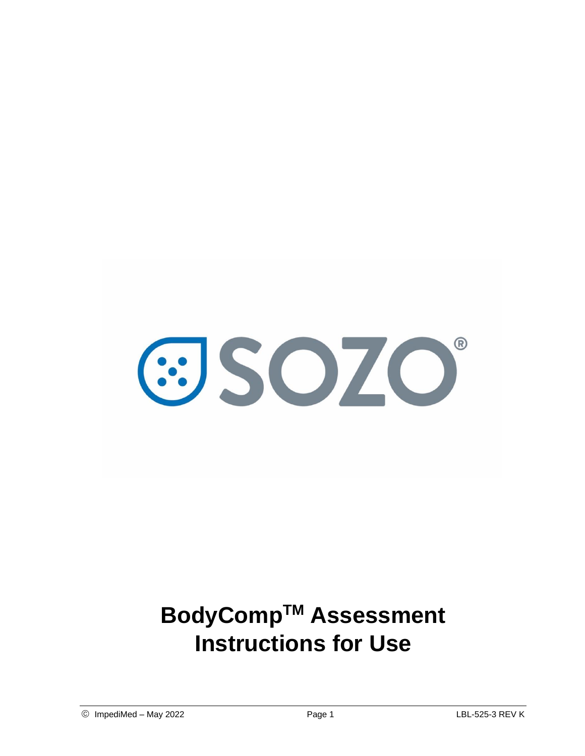SOZO®

# BodyComp™ Assessment Instructions for Use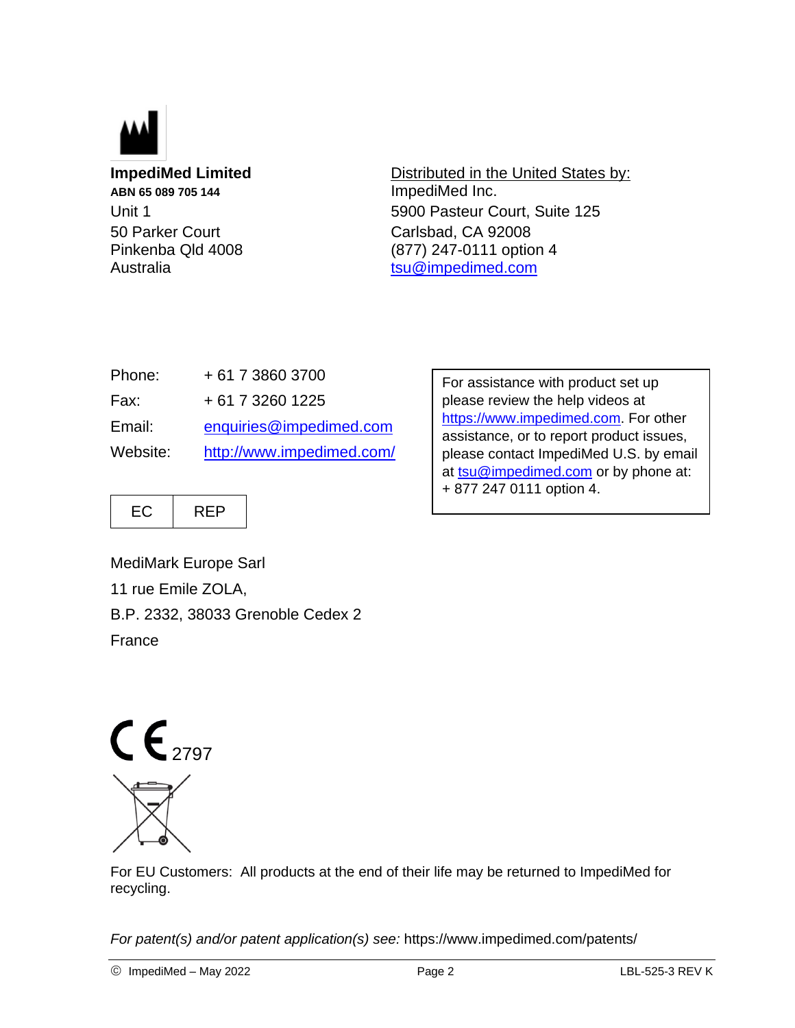**ImpediMed Limited**
**ABN 65 089 705 144**
Unit 1
50 Parker Court
Pinkenba Qld 4008
Australia

Distributed in the United States by:
ImpediMed Inc.
5900 Pasteur Court, Suite 125
Carlsbad, CA 92008
(877) 247-0111 option 4
tsu@impedimed.com

| | |
|---|---|
| Phone: | + 61 7 3860 3700 |
| Fax: | + 61 7 3260 1225 |
| Email: | enquiries@impedimed.com |
| Website: | http://www.impedimed.com/ |

For assistance with product set up please review the help videos at https://www.impedimed.com. For other assistance, or to report product issues, please contact ImpediMed U.S. by email at tsu@impedimed.com or by phone at: + 877 247 0111 option 4.

| EC | REP |
|---|---|

MediMark Europe Sarl
11 rue Emile ZOLA,
B.P. 2332, 38033 Grenoble Cedex 2
France

CE 2797

For EU Customers: All products at the end of their life may be returned to ImpediMed for recycling.

*For patent(s) and/or patent application(s) see:* https://www.impedimed.com/patents/

© ImpediMed – May 2022 LBL-525-3 REV K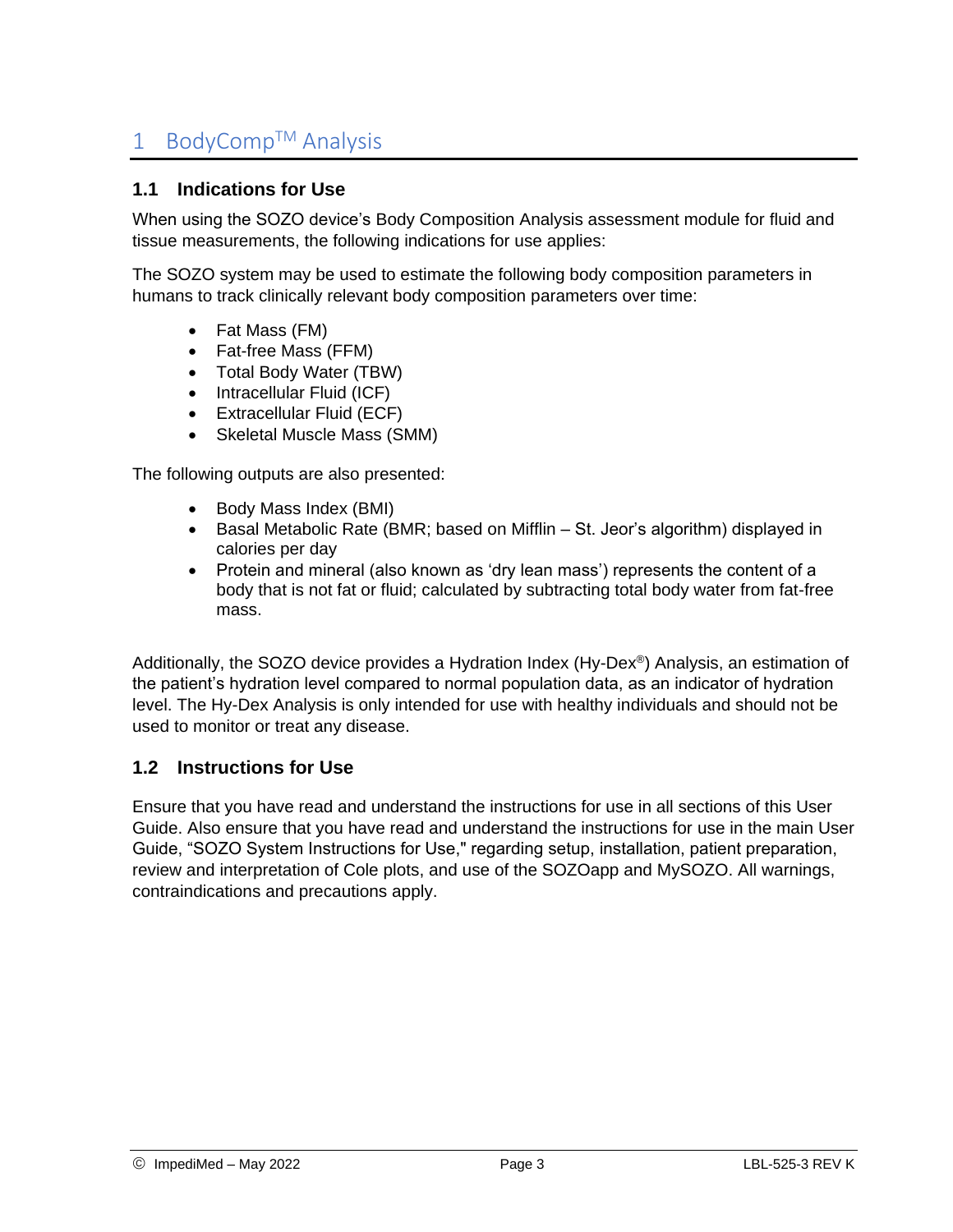# 1 BodyComp™ Analysis

## 1.1 Indications for Use

When using the SOZO device's Body Composition Analysis assessment module for fluid and tissue measurements, the following indications for use applies:

The SOZO system may be used to estimate the following body composition parameters in humans to track clinically relevant body composition parameters over time:

- Fat Mass (FM)
- Fat-free Mass (FFM)
- Total Body Water (TBW)
- Intracellular Fluid (ICF)
- Extracellular Fluid (ECF)
- Skeletal Muscle Mass (SMM)

The following outputs are also presented:

- Body Mass Index (BMI)
- Basal Metabolic Rate (BMR; based on Mifflin – St. Jeor's algorithm) displayed in calories per day
- Protein and mineral (also known as 'dry lean mass') represents the content of a body that is not fat or fluid; calculated by subtracting total body water from fat-free mass.

Additionally, the SOZO device provides a Hydration Index (Hy-Dex®) Analysis, an estimation of the patient's hydration level compared to normal population data, as an indicator of hydration level. The Hy-Dex Analysis is only intended for use with healthy individuals and should not be used to monitor or treat any disease.

## 1.2 Instructions for Use

Ensure that you have read and understand the instructions for use in all sections of this User Guide. Also ensure that you have read and understand the instructions for use in the main User Guide, "SOZO System Instructions for Use," regarding setup, installation, patient preparation, review and interpretation of Cole plots, and use of the SOZOapp and MySOZO. All warnings, contraindications and precautions apply.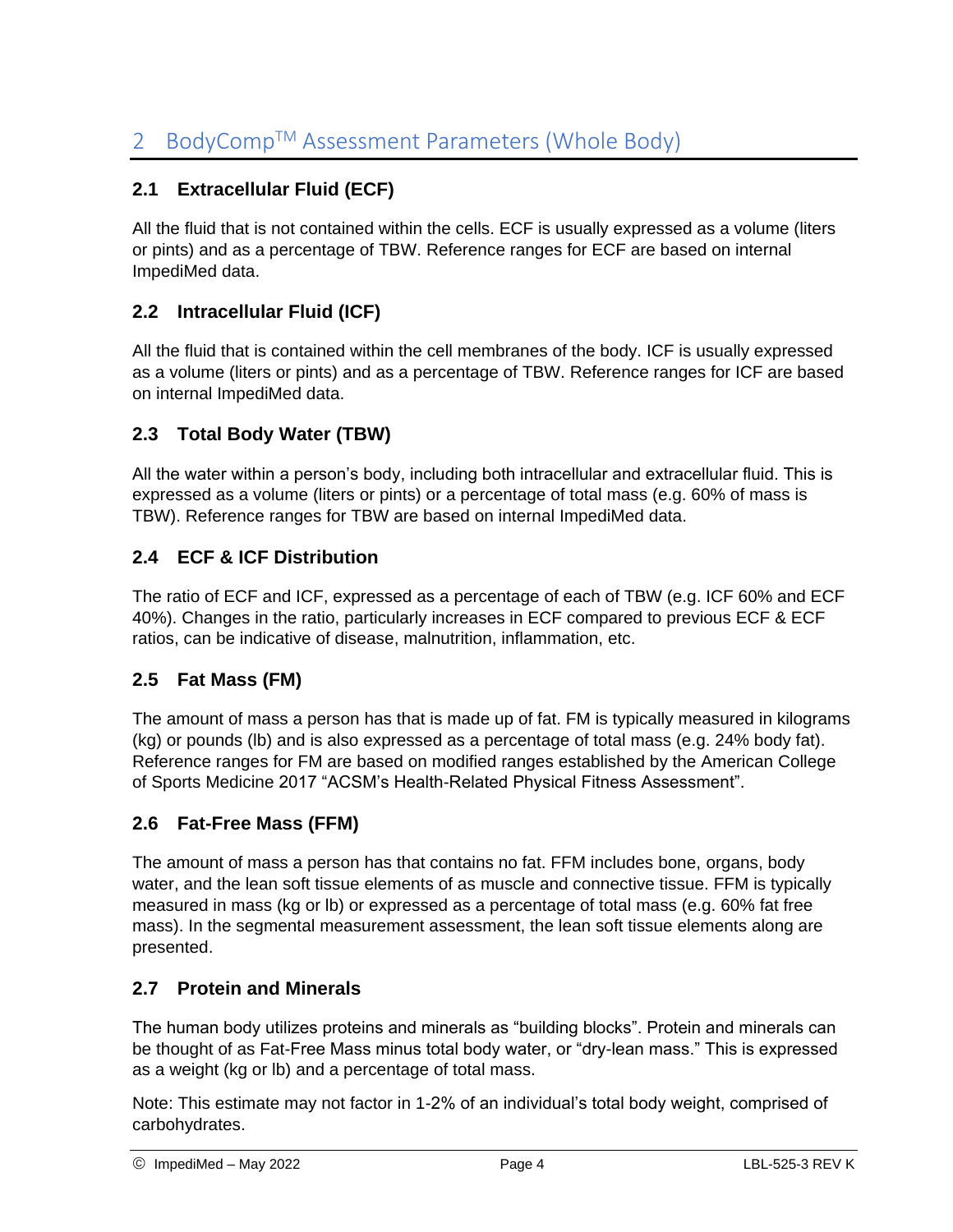# 2 BodyComp™ Assessment Parameters (Whole Body)

## 2.1 Extracellular Fluid (ECF)

All the fluid that is not contained within the cells. ECF is usually expressed as a volume (liters or pints) and as a percentage of TBW. Reference ranges for ECF are based on internal ImpediMed data.

## 2.2 Intracellular Fluid (ICF)

All the fluid that is contained within the cell membranes of the body. ICF is usually expressed as a volume (liters or pints) and as a percentage of TBW. Reference ranges for ICF are based on internal ImpediMed data.

## 2.3 Total Body Water (TBW)

All the water within a person's body, including both intracellular and extracellular fluid. This is expressed as a volume (liters or pints) or a percentage of total mass (e.g. 60% of mass is TBW). Reference ranges for TBW are based on internal ImpediMed data.

## 2.4 ECF & ICF Distribution

The ratio of ECF and ICF, expressed as a percentage of each of TBW (e.g. ICF 60% and ECF 40%). Changes in the ratio, particularly increases in ECF compared to previous ECF & ECF ratios, can be indicative of disease, malnutrition, inflammation, etc.

## 2.5 Fat Mass (FM)

The amount of mass a person has that is made up of fat. FM is typically measured in kilograms (kg) or pounds (lb) and is also expressed as a percentage of total mass (e.g. 24% body fat). Reference ranges for FM are based on modified ranges established by the American College of Sports Medicine 2017 "ACSM's Health-Related Physical Fitness Assessment".

## 2.6 Fat-Free Mass (FFM)

The amount of mass a person has that contains no fat. FFM includes bone, organs, body water, and the lean soft tissue elements of as muscle and connective tissue. FFM is typically measured in mass (kg or lb) or expressed as a percentage of total mass (e.g. 60% fat free mass). In the segmental measurement assessment, the lean soft tissue elements along are presented.

## 2.7 Protein and Minerals

The human body utilizes proteins and minerals as "building blocks". Protein and minerals can be thought of as Fat-Free Mass minus total body water, or "dry-lean mass." This is expressed as a weight (kg or lb) and a percentage of total mass.

Note: This estimate may not factor in 1-2% of an individual's total body weight, comprised of carbohydrates.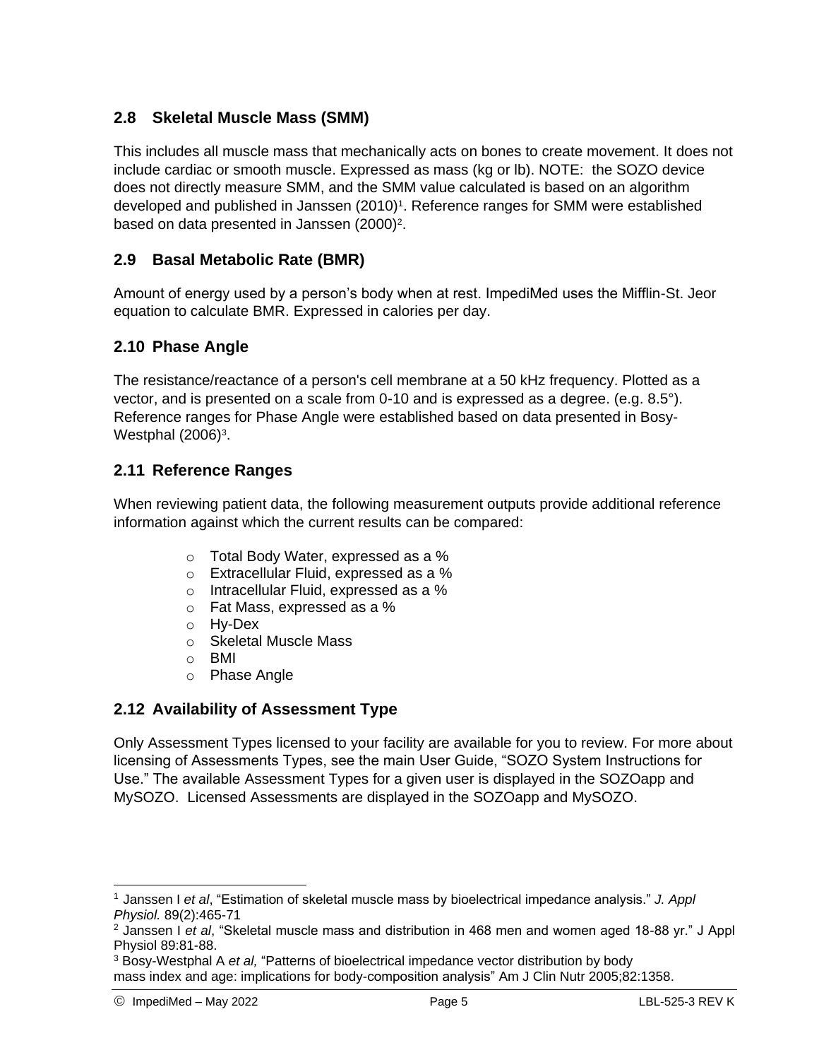## 2.8 Skeletal Muscle Mass (SMM)

This includes all muscle mass that mechanically acts on bones to create movement. It does not include cardiac or smooth muscle. Expressed as mass (kg or lb). NOTE: the SOZO device does not directly measure SMM, and the SMM value calculated is based on an algorithm developed and published in Janssen (2010)[1]. Reference ranges for SMM were established based on data presented in Janssen (2000)[2].

## 2.9 Basal Metabolic Rate (BMR)

Amount of energy used by a person's body when at rest. ImpediMed uses the Mifflin-St. Jeor equation to calculate BMR. Expressed in calories per day.

## 2.10 Phase Angle

The resistance/reactance of a person's cell membrane at a 50 kHz frequency. Plotted as a vector, and is presented on a scale from 0-10 and is expressed as a degree. (e.g. 8.5°). Reference ranges for Phase Angle were established based on data presented in Bosy-Westphal (2006)[3].

## 2.11 Reference Ranges

When reviewing patient data, the following measurement outputs provide additional reference information against which the current results can be compared:

- Total Body Water, expressed as a %
- Extracellular Fluid, expressed as a %
- Intracellular Fluid, expressed as a %
- Fat Mass, expressed as a %
- Hy-Dex
- Skeletal Muscle Mass
- BMI
- Phase Angle

## 2.12 Availability of Assessment Type

Only Assessment Types licensed to your facility are available for you to review. For more about licensing of Assessments Types, see the main User Guide, "SOZO System Instructions for Use." The available Assessment Types for a given user is displayed in the SOZOapp and MySOZO. Licensed Assessments are displayed in the SOZOapp and MySOZO.

---

[1] Janssen I *et al*, "Estimation of skeletal muscle mass by bioelectrical impedance analysis." *J. Appl Physiol.* 89(2):465-71

[2] Janssen I *et al*, "Skeletal muscle mass and distribution in 468 men and women aged 18-88 yr." J Appl Physiol 89:81-88.

[3] Bosy-Westphal A *et al,* "Patterns of bioelectrical impedance vector distribution by body mass index and age: implications for body-composition analysis" Am J Clin Nutr 2005;82:1358.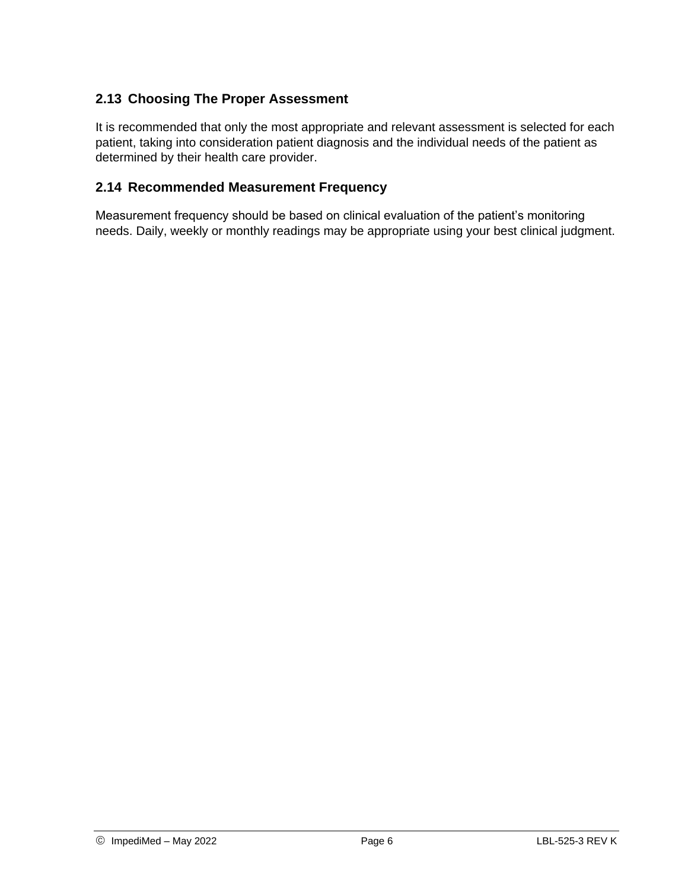## 2.13 Choosing The Proper Assessment

It is recommended that only the most appropriate and relevant assessment is selected for each patient, taking into consideration patient diagnosis and the individual needs of the patient as determined by their health care provider.

## 2.14 Recommended Measurement Frequency

Measurement frequency should be based on clinical evaluation of the patient's monitoring needs. Daily, weekly or monthly readings may be appropriate using your best clinical judgment.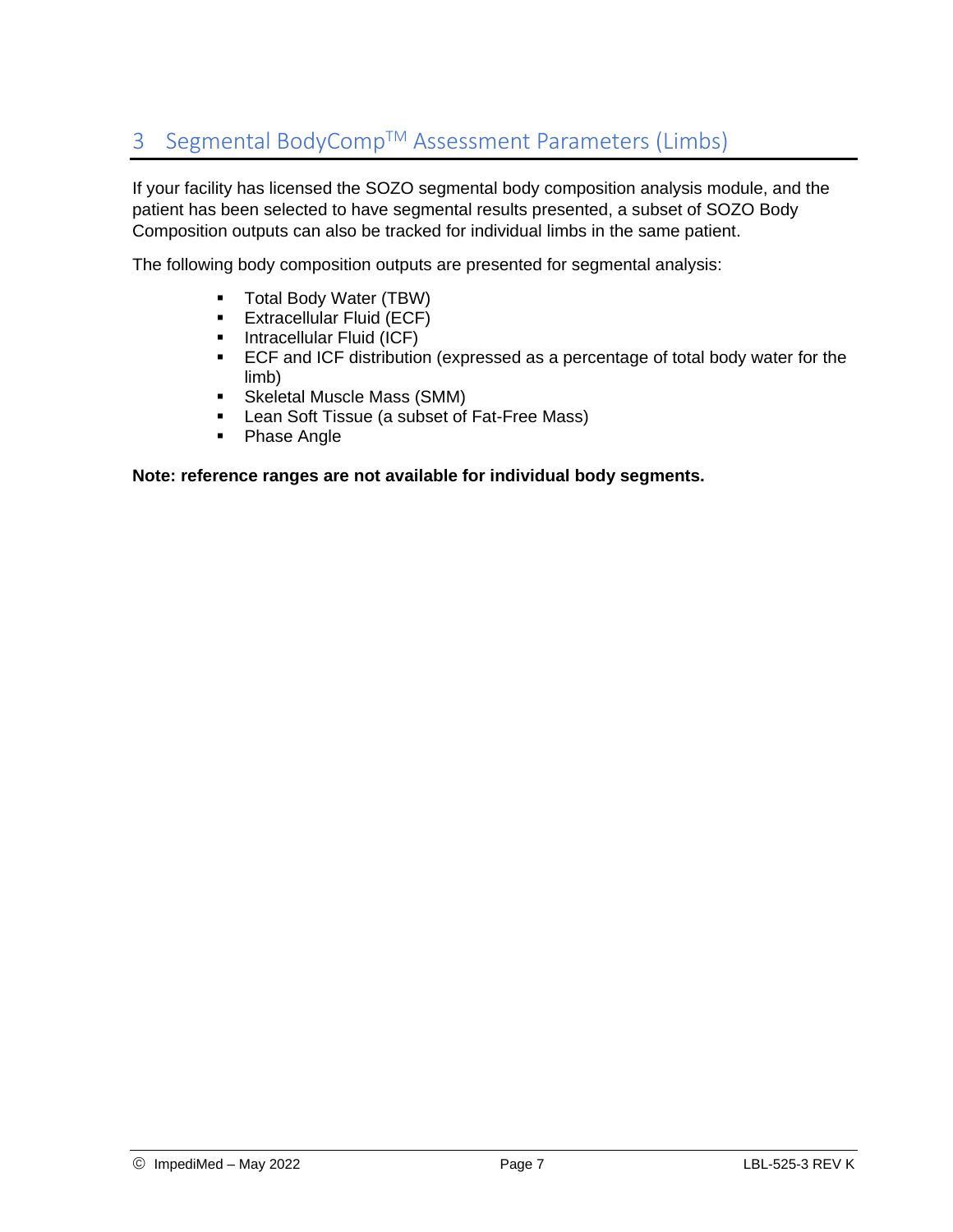# 3 Segmental BodyComp™ Assessment Parameters (Limbs)

If your facility has licensed the SOZO segmental body composition analysis module, and the patient has been selected to have segmental results presented, a subset of SOZO Body Composition outputs can also be tracked for individual limbs in the same patient.

The following body composition outputs are presented for segmental analysis:

- Total Body Water (TBW)
- Extracellular Fluid (ECF)
- Intracellular Fluid (ICF)
- ECF and ICF distribution (expressed as a percentage of total body water for the limb)
- Skeletal Muscle Mass (SMM)
- Lean Soft Tissue (a subset of Fat-Free Mass)
- Phase Angle

**Note: reference ranges are not available for individual body segments.**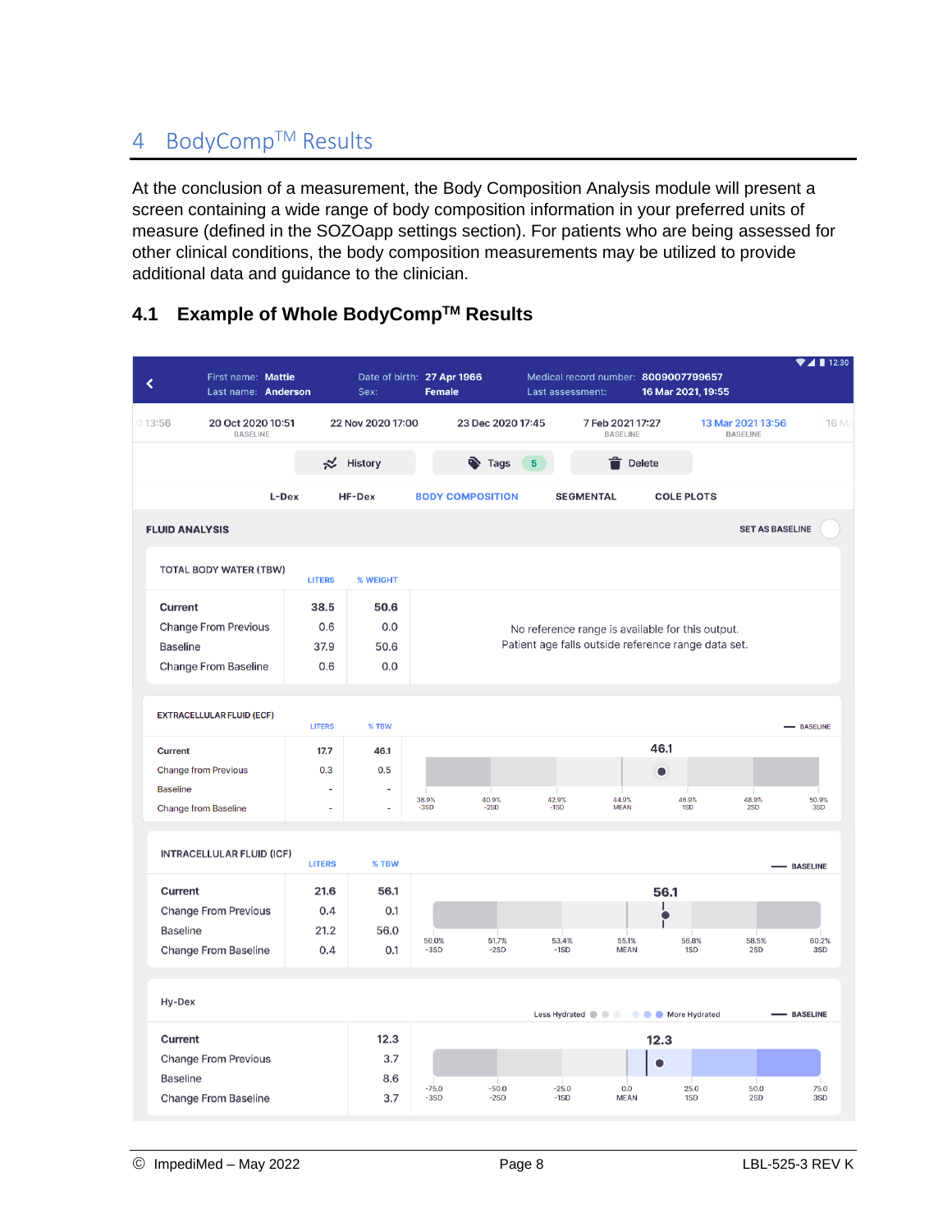# 4 BodyComp™ Results

At the conclusion of a measurement, the Body Composition Analysis module will present a screen containing a wide range of body composition information in your preferred units of measure (defined in the SOZOapp settings section). For patients who are being assessed for other clinical conditions, the body composition measurements may be utilized to provide additional data and guidance to the clinician.

## 4.1 Example of Whole BodyComp™ Results

First name: Mattie | Last name: Anderson | Date of birth: 27 Apr 1966 | Sex: Female | Medical record number: 8009007799657 | Last assessment: 16 Mar 2021, 19:55

13:56 | 20 Oct 2020 10:51 BASELINE | 22 Nov 2020 17:00 | 23 Dec 2020 17:45 | 7 Feb 2021 17:27 BASELINE | 13 Mar 2021 13:56 BASELINE | 16 M

History | Tags 5 | Delete

L-Dex | HF-Dex | BODY COMPOSITION | SEGMENTAL | COLE PLOTS

**FLUID ANALYSIS** — SET AS BASELINE

**TOTAL BODY WATER (TBW)**

| | LITERS | % WEIGHT |
|---|---|---|
| Current | 38.5 | 50.6 |
| Change From Previous | 0.6 | 0.0 |
| Baseline | 37.9 | 50.6 |
| Change From Baseline | 0.6 | 0.0 |

No reference range is available for this output.
Patient age falls outside reference range data set.

**EXTRACELLULAR FLUID (ECF)**

| | LITERS | % TBW |
|---|---|---|
| Current | 17.7 | 46.1 |
| Change from Previous | 0.3 | 0.5 |
| Baseline | - | - |
| Change from Baseline | - | - |

Scale: 38.9% -3SD | 40.9% -2SD | 42.9% -1SD | 44.9% MEAN | 46.9% 1SD | 48.9% 2SD | 50.9% 3SD — Value: 46.1 — BASELINE

**INTRACELLULAR FLUID (ICF)**

| | LITERS | % TBW |
|---|---|---|
| Current | 21.6 | 56.1 |
| Change From Previous | 0.4 | 0.1 |
| Baseline | 21.2 | 56.0 |
| Change From Baseline | 0.4 | 0.1 |

Scale: 50.0% -3SD | 51.7% -2SD | 53.4% -1SD | 55.1% MEAN | 56.8% 1SD | 58.5% 2SD | 60.2% 3SD — Value: 56.1 — BASELINE

**Hy-Dex**

| | |
|---|---|
| Current | 12.3 |
| Change From Previous | 3.7 |
| Baseline | 8.6 |
| Change From Baseline | 3.7 |

Less Hydrated — More Hydrated — BASELINE

Scale: -75.0 -3SD | -50.0 -2SD | -25.0 -1SD | 0.0 MEAN | 25.0 1SD | 50.0 2SD | 75.0 3SD — Value: 12.3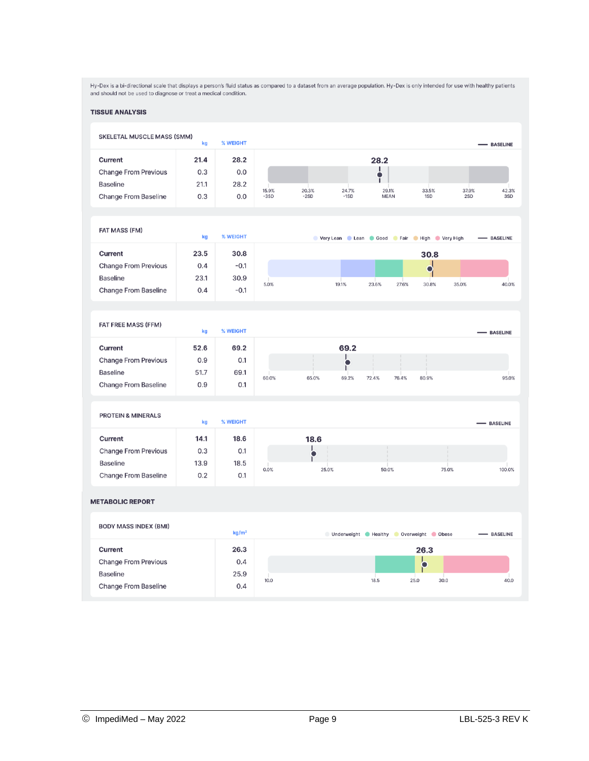Hy-Dex is a bi-directional scale that displays a person's fluid status as compared to a dataset from an average population. Hy-Dex is only intended for use with healthy patients and should not be used to diagnose or treat a medical condition.

## TISSUE ANALYSIS

### SKELETAL MUSCLE MASS (SMM)

| | kg | % WEIGHT |
|---|---|---|
| Current | 21.4 | 28.2 |
| Change From Previous | 0.3 | 0.0 |
| Baseline | 21.1 | 28.2 |
| Change From Baseline | 0.3 | 0.0 |

— BASELINE

28.2

15.9% -3SD | 20.3% -2SD | 24.7% -1SD | 29.1% MEAN | 33.5% 1SD | 37.9% 2SD | 42.3% 3SD

### FAT MASS (FM)

| | kg | % WEIGHT |
|---|---|---|
| Current | 23.5 | 30.8 |
| Change From Previous | 0.4 | -0.1 |
| Baseline | 23.1 | 30.9 |
| Change From Baseline | 0.4 | -0.1 |

Very Lean | Lean | Good | Fair | High | Very High — BASELINE

30.8

5.0% | 19.1% | 23.6% | 27.6% | 30.8% | 35.0% | 40.0%

### FAT FREE MASS (FFM)

| | kg | % WEIGHT |
|---|---|---|
| Current | 52.6 | 69.2 |
| Change From Previous | 0.9 | 0.1 |
| Baseline | 51.7 | 69.1 |
| Change From Baseline | 0.9 | 0.1 |

— BASELINE

69.2

60.0% | 65.0% | 69.2% | 72.4% | 76.4% | 80.9% | 95.0%

### PROTEIN & MINERALS

| | kg | % WEIGHT |
|---|---|---|
| Current | 14.1 | 18.6 |
| Change From Previous | 0.3 | 0.1 |
| Baseline | 13.9 | 18.5 |
| Change From Baseline | 0.2 | 0.1 |

— BASELINE

18.6

0.0% | 25.0% | 50.0% | 75.0% | 100.0%

## METABOLIC REPORT

### BODY MASS INDEX (BMI)

| | kg/m² |
|---|---|
| Current | 26.3 |
| Change From Previous | 0.4 |
| Baseline | 25.9 |
| Change From Baseline | 0.4 |

Underweight | Healthy | Overweight | Obese — BASELINE

26.3

10.0 | 18.5 | 25.0 | 30.0 | 40.0

© ImpediMed – May 2022 LBL-525-3 REV K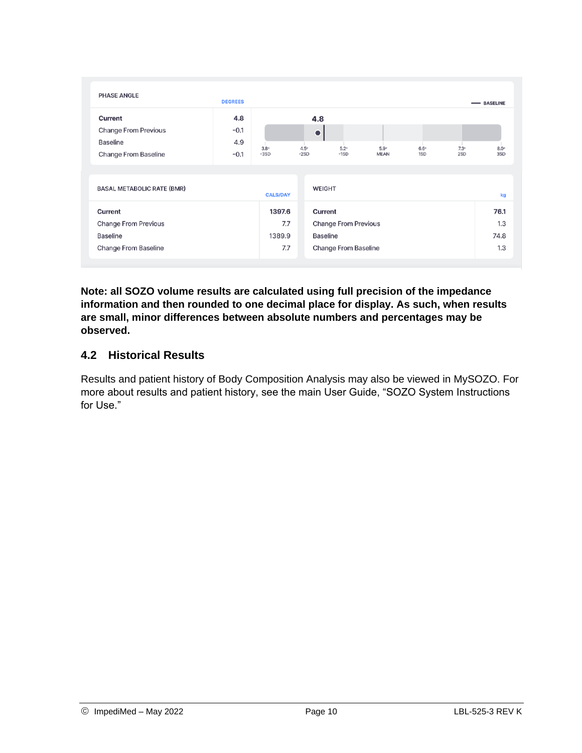PHASE ANGLE

| | DEGREES |
|---|---|
| **Current** | **4.8** |
| Change From Previous | -0.1 |
| Baseline | 4.9 |
| Change From Baseline | -0.1 |

**4.8** — BASELINE

| 3.8° | 4.5° | 5.2° | 5.9° | 6.6° | 7.3° | 8.0° |
|---|---|---|---|---|---|---|
| -3SD | -2SD | -1SD | MEAN | 1SD | 2SD | 3SD |

BASAL METABOLIC RATE (BMR)

| | CALS/DAY |
|---|---|
| **Current** | **1397.6** |
| Change From Previous | 7.7 |
| Baseline | 1389.9 |
| Change From Baseline | 7.7 |

WEIGHT

| | kg |
|---|---|
| **Current** | **76.1** |
| Change From Previous | 1.3 |
| Baseline | 74.8 |
| Change From Baseline | 1.3 |

**Note: all SOZO volume results are calculated using full precision of the impedance information and then rounded to one decimal place for display. As such, when results are small, minor differences between absolute numbers and percentages may be observed.**

## 4.2 Historical Results

Results and patient history of Body Composition Analysis may also be viewed in MySOZO. For more about results and patient history, see the main User Guide, “SOZO System Instructions for Use.”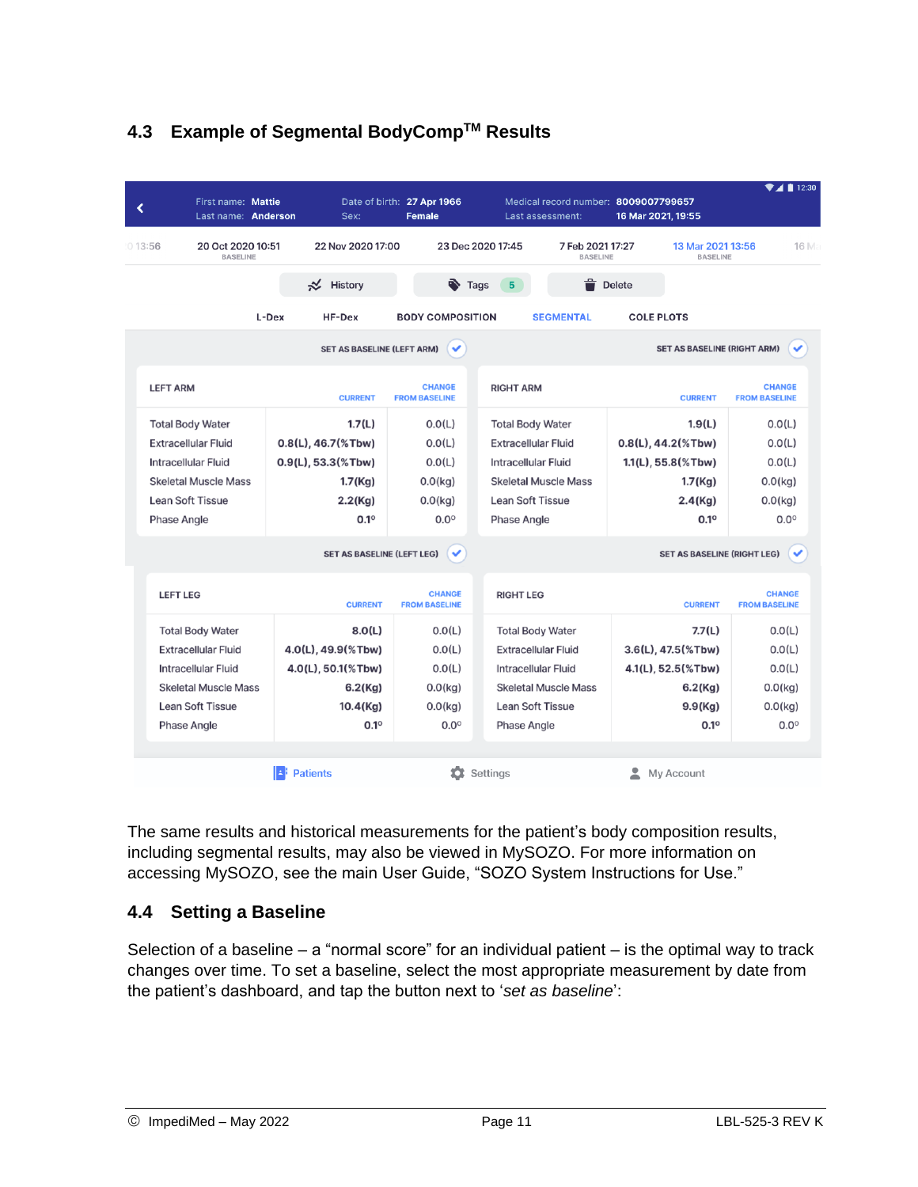## 4.3 Example of Segmental BodyComp™ Results

First name: Mattie  
Last name: Anderson  
Date of birth: 27 Apr 1966  
Sex: Female  
Medical record number: 8009007799657  
Last assessment: 16 Mar 2021, 19:55

13:56 | 20 Oct 2020 10:51 BASELINE | 22 Nov 2020 17:00 | 23 Dec 2020 17:45 | 7 Feb 2021 17:27 BASELINE | 13 Mar 2021 13:56 BASELINE | 16 M

History | Tags 5 | Delete

L-Dex | HF-Dex | BODY COMPOSITION | SEGMENTAL | COLE PLOTS

SET AS BASELINE (LEFT ARM) | SET AS BASELINE (RIGHT ARM)

| LEFT ARM | CURRENT | CHANGE FROM BASELINE |
| --- | --- | --- |
| Total Body Water | 1.7(L) | 0.0(L) |
| Extracellular Fluid | 0.8(L), 46.7(%Tbw) | 0.0(L) |
| Intracellular Fluid | 0.9(L), 53.3(%Tbw) | 0.0(L) |
| Skeletal Muscle Mass | 1.7(Kg) | 0.0(kg) |
| Lean Soft Tissue | 2.2(Kg) | 0.0(kg) |
| Phase Angle | 0.1° | 0.0° |

| RIGHT ARM | CURRENT | CHANGE FROM BASELINE |
| --- | --- | --- |
| Total Body Water | 1.9(L) | 0.0(L) |
| Extracellular Fluid | 0.8(L), 44.2(%Tbw) | 0.0(L) |
| Intracellular Fluid | 1.1(L), 55.8(%Tbw) | 0.0(L) |
| Skeletal Muscle Mass | 1.7(Kg) | 0.0(kg) |
| Lean Soft Tissue | 2.4(Kg) | 0.0(kg) |
| Phase Angle | 0.1° | 0.0° |

SET AS BASELINE (LEFT LEG) | SET AS BASELINE (RIGHT LEG)

| LEFT LEG | CURRENT | CHANGE FROM BASELINE |
| --- | --- | --- |
| Total Body Water | 8.0(L) | 0.0(L) |
| Extracellular Fluid | 4.0(L), 49.9(%Tbw) | 0.0(L) |
| Intracellular Fluid | 4.0(L), 50.1(%Tbw) | 0.0(L) |
| Skeletal Muscle Mass | 6.2(Kg) | 0.0(kg) |
| Lean Soft Tissue | 10.4(Kg) | 0.0(kg) |
| Phase Angle | 0.1° | 0.0° |

| RIGHT LEG | CURRENT | CHANGE FROM BASELINE |
| --- | --- | --- |
| Total Body Water | 7.7(L) | 0.0(L) |
| Extracellular Fluid | 3.6(L), 47.5(%Tbw) | 0.0(L) |
| Intracellular Fluid | 4.1(L), 52.5(%Tbw) | 0.0(L) |
| Skeletal Muscle Mass | 6.2(Kg) | 0.0(kg) |
| Lean Soft Tissue | 9.9(Kg) | 0.0(kg) |
| Phase Angle | 0.1° | 0.0° |

Patients | Settings | My Account

The same results and historical measurements for the patient's body composition results, including segmental results, may also be viewed in MySOZO. For more information on accessing MySOZO, see the main User Guide, "SOZO System Instructions for Use."

## 4.4 Setting a Baseline

Selection of a baseline – a "normal score" for an individual patient – is the optimal way to track changes over time. To set a baseline, select the most appropriate measurement by date from the patient's dashboard, and tap the button next to '*set as baseline*':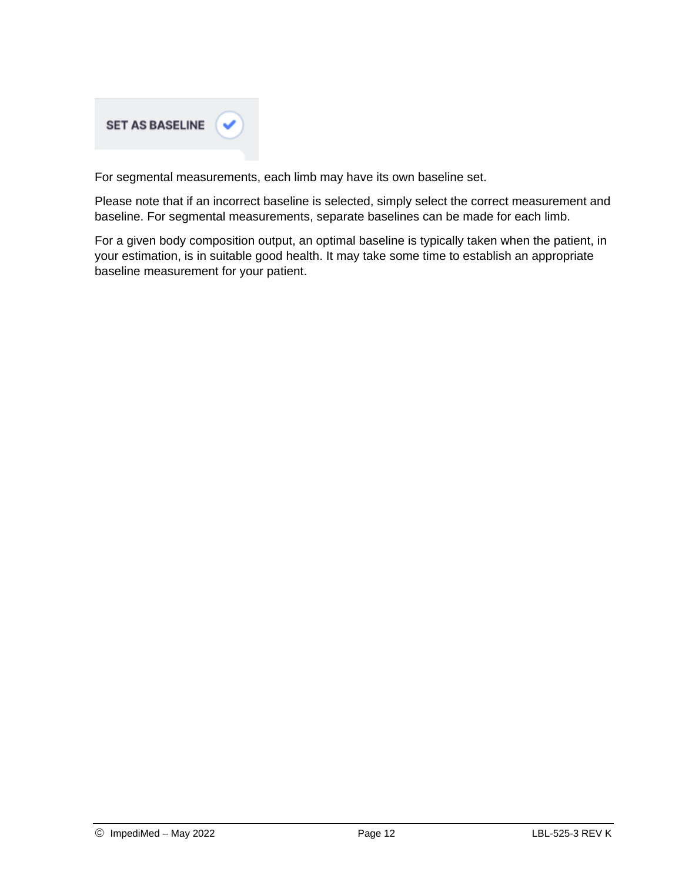SET AS BASELINE ✓

For segmental measurements, each limb may have its own baseline set.

Please note that if an incorrect baseline is selected, simply select the correct measurement and baseline. For segmental measurements, separate baselines can be made for each limb.

For a given body composition output, an optimal baseline is typically taken when the patient, in your estimation, is in suitable good health. It may take some time to establish an appropriate baseline measurement for your patient.